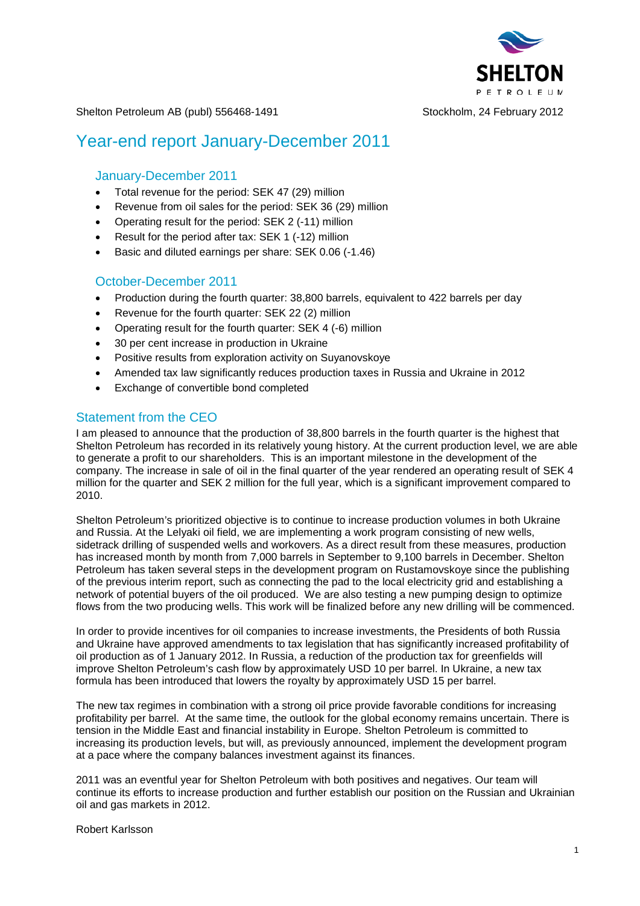Shelton Petroleum AB (publ) 556468-1491

Stockholm, 24 February 2012

# Year-end report January-December 2011

## January-December 2011

- Total revenue for the period: SEK 47 (29) million
- Revenue from oil sales for the period: SEK 36 (29) million
- Operating result for the period: SEK 2 (-11) million
- Result for the period after tax: SEK 1 (-12) million
- Basic and diluted earnings per share: SEK 0.06 (-1.46)

## October-December 2011

- Production during the fourth quarter: 38,800 barrels, equivalent to 422 barrels per day
- Revenue for the fourth quarter: SEK 22 (2) million
- Operating result for the fourth quarter: SEK 4 (-6) million
- 30 per cent increase in production in Ukraine
- Positive results from exploration activity on Suyanovskoye
- Amended tax law significantly reduces production taxes in Russia and Ukraine in 2012
- Exchange of convertible bond completed

## Statement from the CEO

I am pleased to announce that the production of 38,800 barrels in the fourth quarter is the highest that Shelton Petroleum has recorded in its relatively young history. At the current production level, we are able to generate a profit to our shareholders. This is an important milestone in the development of the company. The increase in sale of oil in the final quarter of the year rendered an operating result of SEK 4 million for the quarter and SEK 2 million for the full year, which is a significant improvement compared to 2010.

Shelton Petroleum's prioritized objective is to continue to increase production volumes in both Ukraine and Russia. At the Lelyaki oil field, we are implementing a work program consisting of new wells, sidetrack drilling of suspended wells and workovers. As a direct result from these measures, production has increased month by month from 7,000 barrels in September to 9,100 barrels in December. Shelton Petroleum has taken several steps in the development program on Rustamovskoye since the publishing of the previous interim report, such as connecting the pad to the local electricity grid and establishing a network of potential buyers of the oil produced. We are also testing a new pumping design to optimize flows from the two producing wells. This work will be finalized before any new drilling will be commenced.

In order to provide incentives for oil companies to increase investments, the Presidents of both Russia and Ukraine have approved amendments to tax legislation that has significantly increased profitability of oil production as of 1 January 2012. In Russia, a reduction of the production tax for greenfields will improve Shelton Petroleum's cash flow by approximately USD 10 per barrel. In Ukraine, a new tax formula has been introduced that lowers the royalty by approximately USD 15 per barrel.

The new tax regimes in combination with a strong oil price provide favorable conditions for increasing profitability per barrel. At the same time, the outlook for the global economy remains uncertain. There is tension in the Middle East and financial instability in Europe. Shelton Petroleum is committed to increasing its production levels, but will, as previously announced, implement the development program at a pace where the company balances investment against its finances.

2011 was an eventful year for Shelton Petroleum with both positives and negatives. Our team will continue its efforts to increase production and further establish our position on the Russian and Ukrainian oil and gas markets in 2012.

Robert Karlsson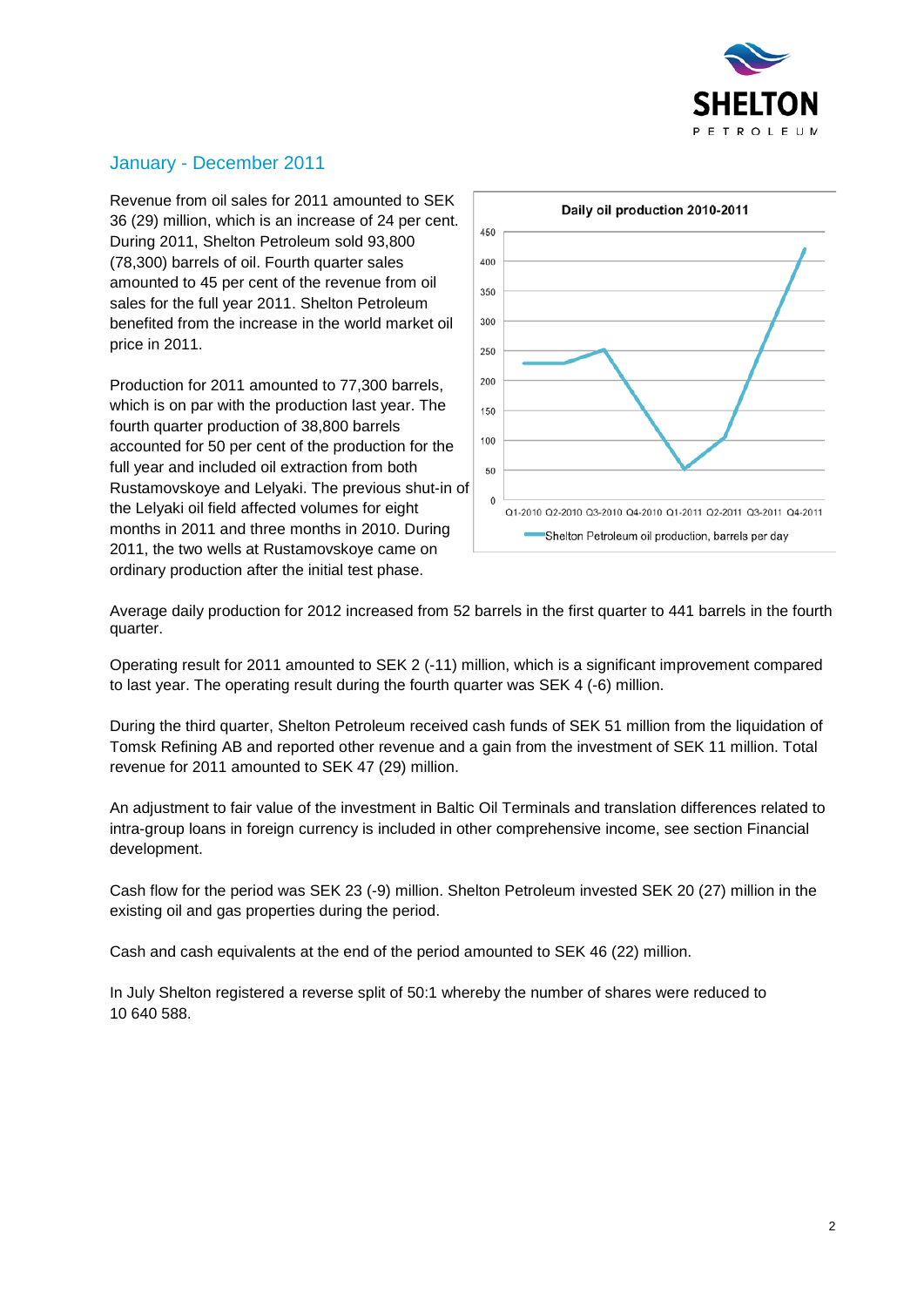## January - December 2011

Revenue from oil sales for 2011 amounted to SEK 36 (29) million, which is an increase of 24 per cent. During 2011, Shelton Petroleum sold 93,800 (78,300) barrels of oil. Fourth quarter sales amounted to 45 per cent of the revenue from oil sales for the full year 2011. Shelton Petroleum benefited from the increase in the world market oil price in 2011.

Production for 2011 amounted to 77,300 barrels, which is on par with the production last year. The fourth quarter production of 38,800 barrels accounted for 50 per cent of the production for the full year and included oil extraction from both Rustamovskoye and Lelyaki. The previous shut-in of the Lelyaki oil field affected volumes for eight months in 2011 and three months in 2010. During 2011, the two wells at Rustamovskoye came on ordinary production after the initial test phase.

**Daily oil production 2010-2011**

Shelton Petroleum oil production, barrels per day (Q1-2010 to Q4-2011)

Average daily production for 2012 increased from 52 barrels in the first quarter to 441 barrels in the fourth quarter.

Operating result for 2011 amounted to SEK 2 (-11) million, which is a significant improvement compared to last year. The operating result during the fourth quarter was SEK 4 (-6) million.

During the third quarter, Shelton Petroleum received cash funds of SEK 51 million from the liquidation of Tomsk Refining AB and reported other revenue and a gain from the investment of SEK 11 million. Total revenue for 2011 amounted to SEK 47 (29) million.

An adjustment to fair value of the investment in Baltic Oil Terminals and translation differences related to intra-group loans in foreign currency is included in other comprehensive income, see section Financial development.

Cash flow for the period was SEK 23 (-9) million. Shelton Petroleum invested SEK 20 (27) million in the existing oil and gas properties during the period.

Cash and cash equivalents at the end of the period amounted to SEK 46 (22) million.

In July Shelton registered a reverse split of 50:1 whereby the number of shares were reduced to 10 640 588.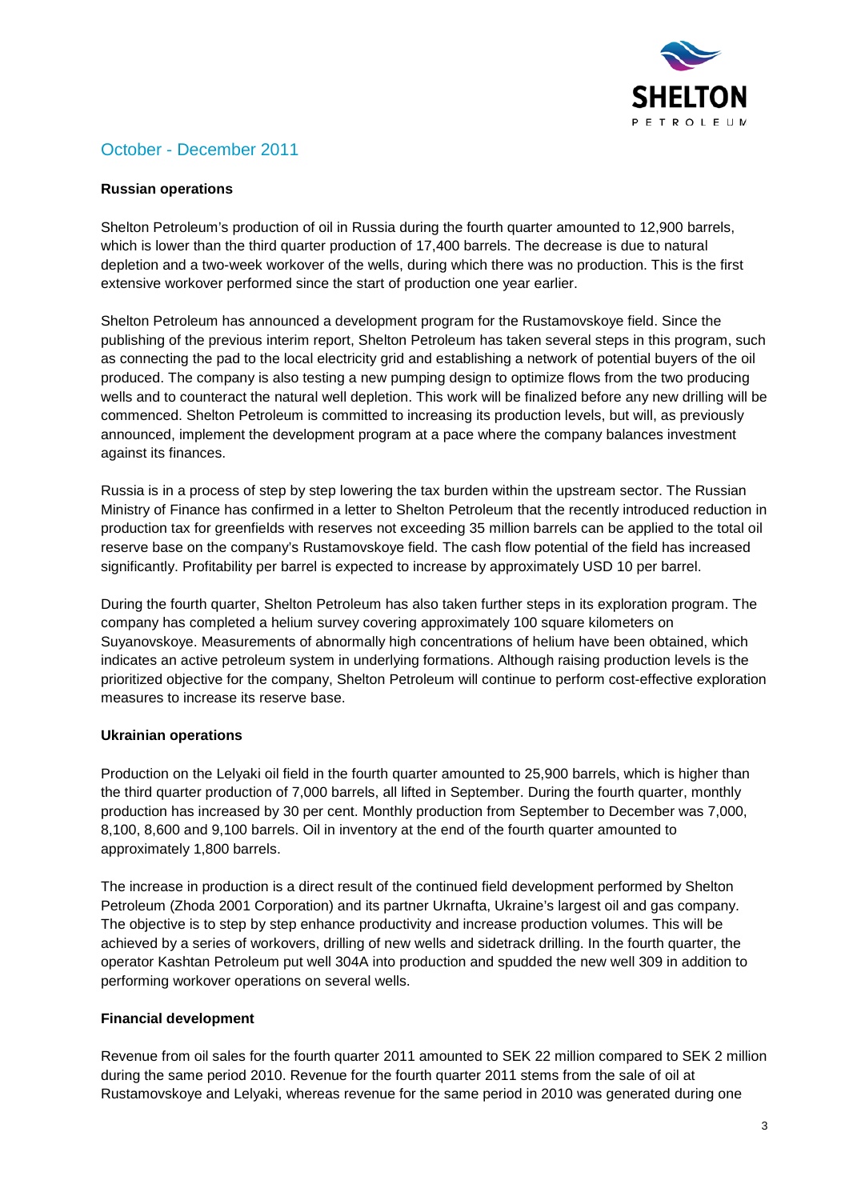## October - December 2011

### Russian operations

Shelton Petroleum's production of oil in Russia during the fourth quarter amounted to 12,900 barrels, which is lower than the third quarter production of 17,400 barrels. The decrease is due to natural depletion and a two-week workover of the wells, during which there was no production. This is the first extensive workover performed since the start of production one year earlier.

Shelton Petroleum has announced a development program for the Rustamovskoye field. Since the publishing of the previous interim report, Shelton Petroleum has taken several steps in this program, such as connecting the pad to the local electricity grid and establishing a network of potential buyers of the oil produced. The company is also testing a new pumping design to optimize flows from the two producing wells and to counteract the natural well depletion. This work will be finalized before any new drilling will be commenced. Shelton Petroleum is committed to increasing its production levels, but will, as previously announced, implement the development program at a pace where the company balances investment against its finances.

Russia is in a process of step by step lowering the tax burden within the upstream sector. The Russian Ministry of Finance has confirmed in a letter to Shelton Petroleum that the recently introduced reduction in production tax for greenfields with reserves not exceeding 35 million barrels can be applied to the total oil reserve base on the company's Rustamovskoye field. The cash flow potential of the field has increased significantly. Profitability per barrel is expected to increase by approximately USD 10 per barrel.

During the fourth quarter, Shelton Petroleum has also taken further steps in its exploration program. The company has completed a helium survey covering approximately 100 square kilometers on Suyanovskoye. Measurements of abnormally high concentrations of helium have been obtained, which indicates an active petroleum system in underlying formations. Although raising production levels is the prioritized objective for the company, Shelton Petroleum will continue to perform cost-effective exploration measures to increase its reserve base.

### Ukrainian operations

Production on the Lelyaki oil field in the fourth quarter amounted to 25,900 barrels, which is higher than the third quarter production of 7,000 barrels, all lifted in September. During the fourth quarter, monthly production has increased by 30 per cent. Monthly production from September to December was 7,000, 8,100, 8,600 and 9,100 barrels. Oil in inventory at the end of the fourth quarter amounted to approximately 1,800 barrels.

The increase in production is a direct result of the continued field development performed by Shelton Petroleum (Zhoda 2001 Corporation) and its partner Ukrnafta, Ukraine's largest oil and gas company. The objective is to step by step enhance productivity and increase production volumes. This will be achieved by a series of workovers, drilling of new wells and sidetrack drilling. In the fourth quarter, the operator Kashtan Petroleum put well 304A into production and spudded the new well 309 in addition to performing workover operations on several wells.

### Financial development

Revenue from oil sales for the fourth quarter 2011 amounted to SEK 22 million compared to SEK 2 million during the same period 2010. Revenue for the fourth quarter 2011 stems from the sale of oil at Rustamovskoye and Lelyaki, whereas revenue for the same period in 2010 was generated during one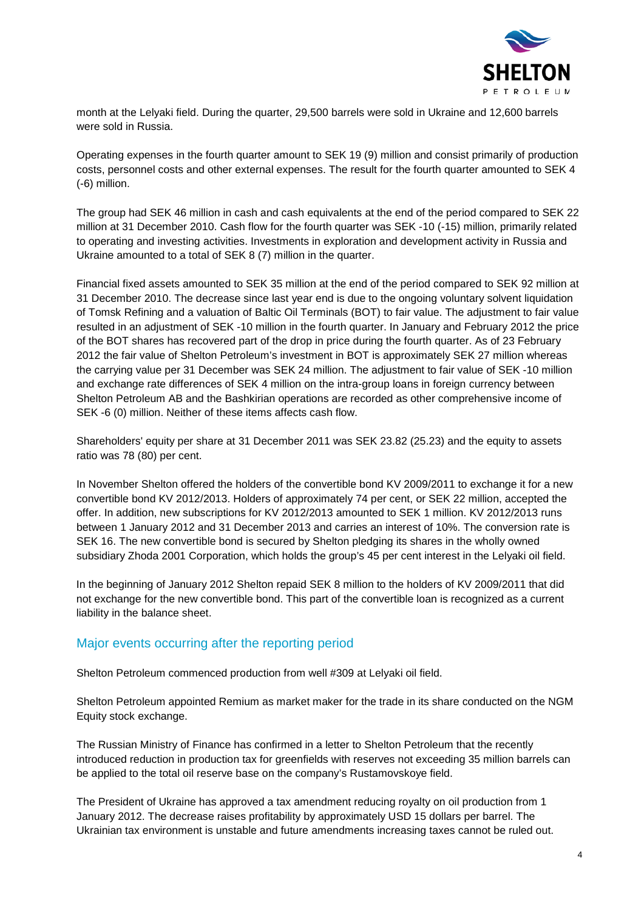month at the Lelyaki field. During the quarter, 29,500 barrels were sold in Ukraine and 12,600 barrels were sold in Russia.

Operating expenses in the fourth quarter amount to SEK 19 (9) million and consist primarily of production costs, personnel costs and other external expenses. The result for the fourth quarter amounted to SEK 4 (-6) million.

The group had SEK 46 million in cash and cash equivalents at the end of the period compared to SEK 22 million at 31 December 2010. Cash flow for the fourth quarter was SEK -10 (-15) million, primarily related to operating and investing activities. Investments in exploration and development activity in Russia and Ukraine amounted to a total of SEK 8 (7) million in the quarter.

Financial fixed assets amounted to SEK 35 million at the end of the period compared to SEK 92 million at 31 December 2010. The decrease since last year end is due to the ongoing voluntary solvent liquidation of Tomsk Refining and a valuation of Baltic Oil Terminals (BOT) to fair value. The adjustment to fair value resulted in an adjustment of SEK -10 million in the fourth quarter. In January and February 2012 the price of the BOT shares has recovered part of the drop in price during the fourth quarter. As of 23 February 2012 the fair value of Shelton Petroleum's investment in BOT is approximately SEK 27 million whereas the carrying value per 31 December was SEK 24 million. The adjustment to fair value of SEK -10 million and exchange rate differences of SEK 4 million on the intra-group loans in foreign currency between Shelton Petroleum AB and the Bashkirian operations are recorded as other comprehensive income of SEK -6 (0) million. Neither of these items affects cash flow.

Shareholders' equity per share at 31 December 2011 was SEK 23.82 (25.23) and the equity to assets ratio was 78 (80) per cent.

In November Shelton offered the holders of the convertible bond KV 2009/2011 to exchange it for a new convertible bond KV 2012/2013. Holders of approximately 74 per cent, or SEK 22 million, accepted the offer. In addition, new subscriptions for KV 2012/2013 amounted to SEK 1 million. KV 2012/2013 runs between 1 January 2012 and 31 December 2013 and carries an interest of 10%. The conversion rate is SEK 16. The new convertible bond is secured by Shelton pledging its shares in the wholly owned subsidiary Zhoda 2001 Corporation, which holds the group's 45 per cent interest in the Lelyaki oil field.

In the beginning of January 2012 Shelton repaid SEK 8 million to the holders of KV 2009/2011 that did not exchange for the new convertible bond. This part of the convertible loan is recognized as a current liability in the balance sheet.

## Major events occurring after the reporting period

Shelton Petroleum commenced production from well #309 at Lelyaki oil field.

Shelton Petroleum appointed Remium as market maker for the trade in its share conducted on the NGM Equity stock exchange.

The Russian Ministry of Finance has confirmed in a letter to Shelton Petroleum that the recently introduced reduction in production tax for greenfields with reserves not exceeding 35 million barrels can be applied to the total oil reserve base on the company's Rustamovskoye field.

The President of Ukraine has approved a tax amendment reducing royalty on oil production from 1 January 2012. The decrease raises profitability by approximately USD 15 dollars per barrel. The Ukrainian tax environment is unstable and future amendments increasing taxes cannot be ruled out.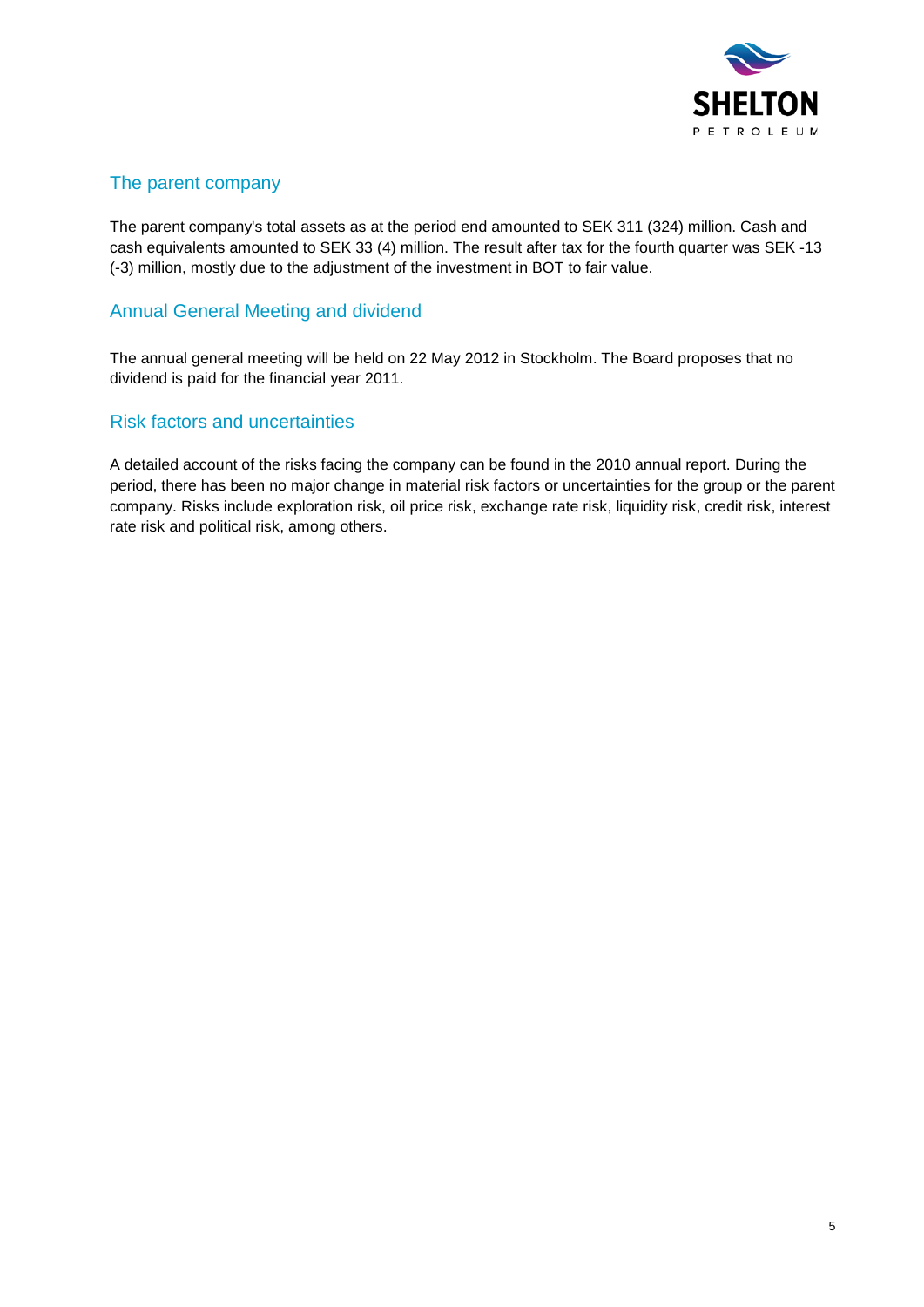## The parent company

The parent company's total assets as at the period end amounted to SEK 311 (324) million. Cash and cash equivalents amounted to SEK 33 (4) million. The result after tax for the fourth quarter was SEK -13 (-3) million, mostly due to the adjustment of the investment in BOT to fair value.

## Annual General Meeting and dividend

The annual general meeting will be held on 22 May 2012 in Stockholm. The Board proposes that no dividend is paid for the financial year 2011.

## Risk factors and uncertainties

A detailed account of the risks facing the company can be found in the 2010 annual report. During the period, there has been no major change in material risk factors or uncertainties for the group or the parent company. Risks include exploration risk, oil price risk, exchange rate risk, liquidity risk, credit risk, interest rate risk and political risk, among others.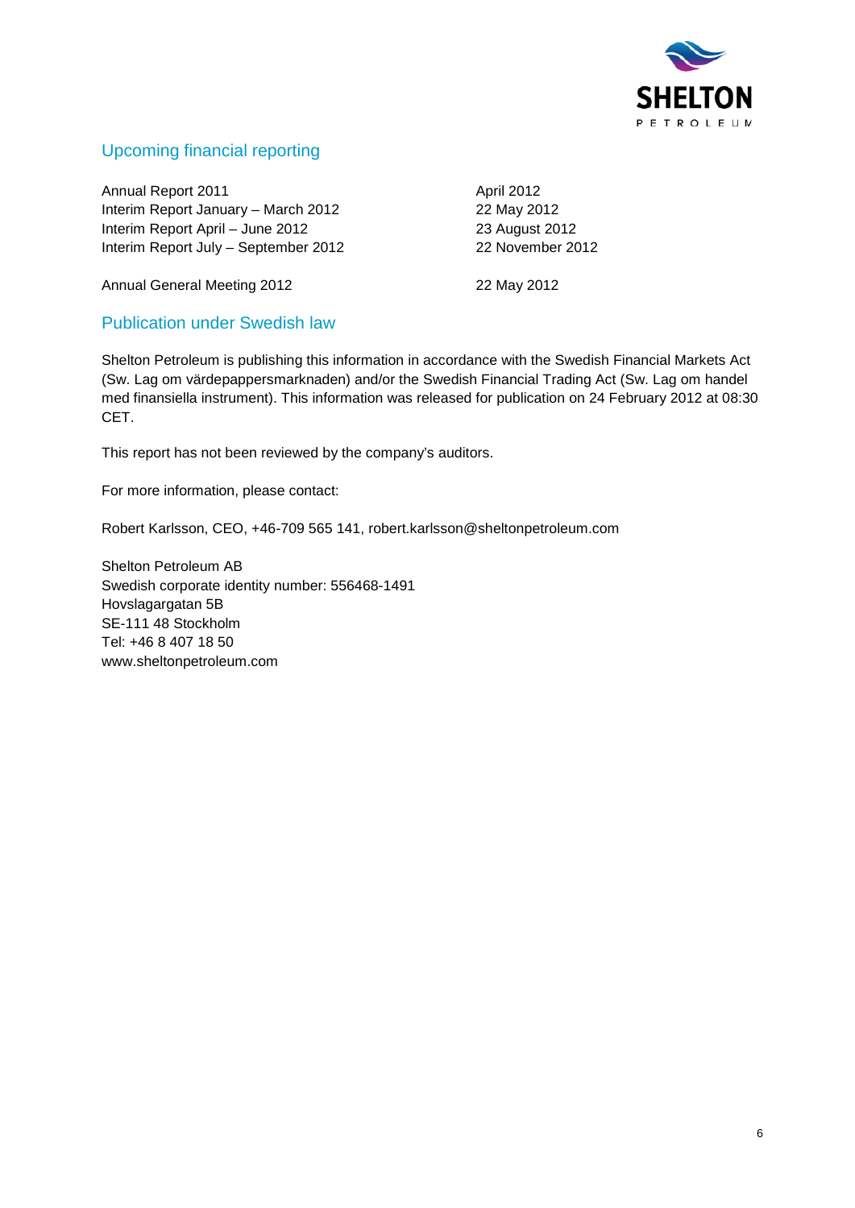## Upcoming financial reporting

| | |
|---|---|
| Annual Report 2011 | April 2012 |
| Interim Report January – March 2012 | 22 May 2012 |
| Interim Report April – June 2012 | 23 August 2012 |
| Interim Report July – September 2012 | 22 November 2012 |
| | |
| Annual General Meeting 2012 | 22 May 2012 |

## Publication under Swedish law

Shelton Petroleum is publishing this information in accordance with the Swedish Financial Markets Act (Sw. Lag om värdepappersmarknaden) and/or the Swedish Financial Trading Act (Sw. Lag om handel med finansiella instrument). This information was released for publication on 24 February 2012 at 08:30 CET.

This report has not been reviewed by the company's auditors.

For more information, please contact:

Robert Karlsson, CEO, +46-709 565 141, robert.karlsson@sheltonpetroleum.com

Shelton Petroleum AB
Swedish corporate identity number: 556468-1491
Hovslagargatan 5B
SE-111 48 Stockholm
Tel: +46 8 407 18 50
www.sheltonpetroleum.com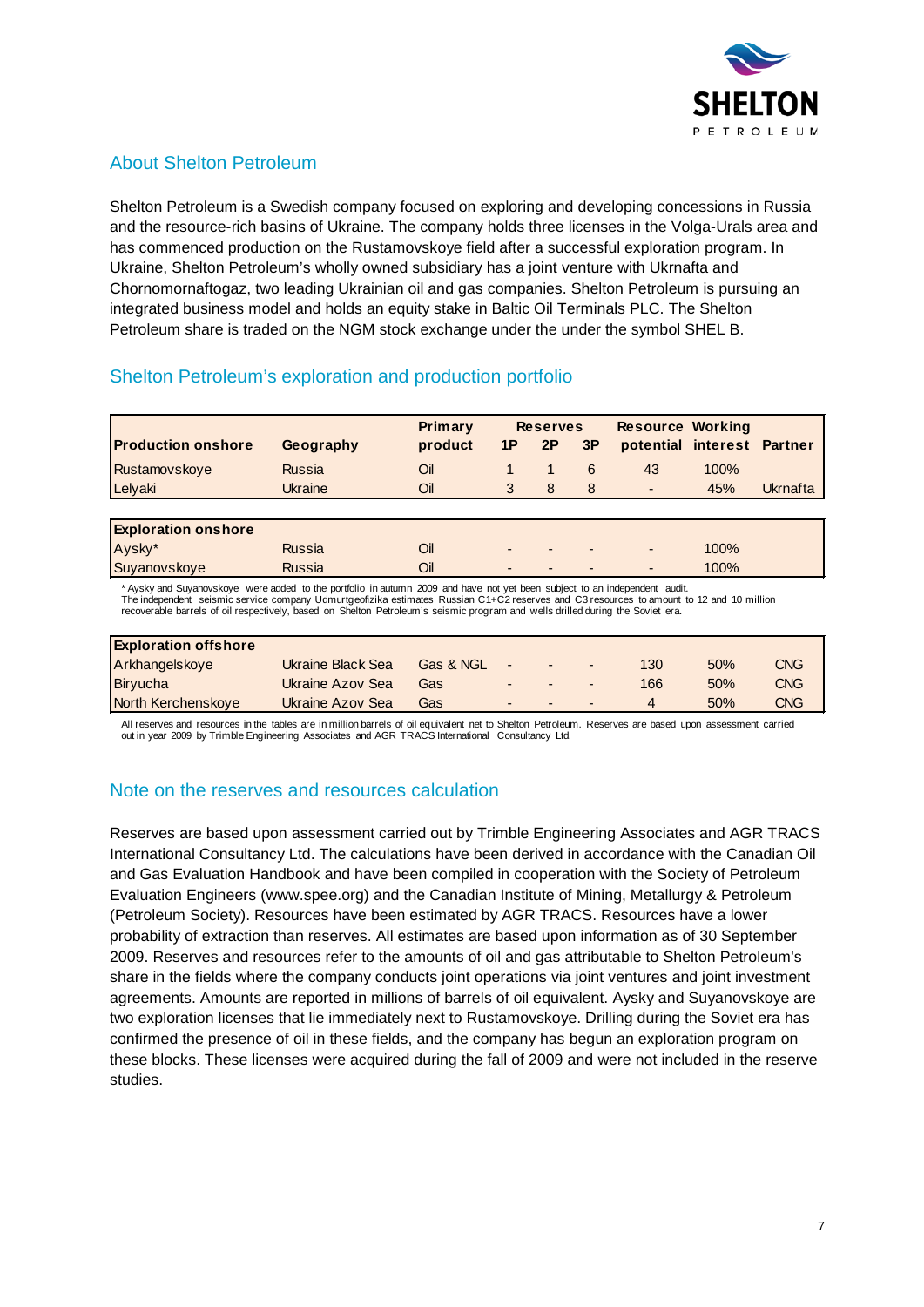## About Shelton Petroleum

Shelton Petroleum is a Swedish company focused on exploring and developing concessions in Russia and the resource-rich basins of Ukraine. The company holds three licenses in the Volga-Urals area and has commenced production on the Rustamovskoye field after a successful exploration program. In Ukraine, Shelton Petroleum's wholly owned subsidiary has a joint venture with Ukrnafta and Chornomornaftogaz, two leading Ukrainian oil and gas companies. Shelton Petroleum is pursuing an integrated business model and holds an equity stake in Baltic Oil Terminals PLC. The Shelton Petroleum share is traded on the NGM stock exchange under the under the symbol SHEL B.

## Shelton Petroleum's exploration and production portfolio

| Production onshore | Geography | Primary product | Reserves 1P | Reserves 2P | Reserves 3P | Resource potential | Working interest | Partner |
|---|---|---|---|---|---|---|---|---|
| Rustamovskoye | Russia | Oil | 1 | 1 | 6 | 43 | 100% | |
| Lelyaki | Ukraine | Oil | 3 | 8 | 8 | - | 45% | Ukrnafta |
| **Exploration onshore** | | | | | | | | |
| Aysky* | Russia | Oil | - | - | - | - | 100% | |
| Suyanovskoye | Russia | Oil | - | - | - | - | 100% | |

\* Aysky and Suyanovskoye were added to the portfolio in autumn 2009 and have not yet been subject to an independent audit. The independent seismic service company Udmurtgeofizika estimates Russian C1+C2 reserves and C3 resources to amount to 12 and 10 million recoverable barrels of oil respectively, based on Shelton Petroleum's seismic program and wells drilled during the Soviet era.

| Exploration offshore | Geography | Primary product | Reserves 1P | Reserves 2P | Reserves 3P | Resource potential | Working interest | Partner |
|---|---|---|---|---|---|---|---|---|
| Arkhangelskoye | Ukraine Black Sea | Gas & NGL | - | - | - | 130 | 50% | CNG |
| Biryucha | Ukraine Azov Sea | Gas | - | - | - | 166 | 50% | CNG |
| North Kerchenskoye | Ukraine Azov Sea | Gas | - | - | - | 4 | 50% | CNG |

All reserves and resources in the tables are in million barrels of oil equivalent net to Shelton Petroleum. Reserves are based upon assessment carried out in year 2009 by Trimble Engineering Associates and AGR TRACS International Consultancy Ltd.

## Note on the reserves and resources calculation

Reserves are based upon assessment carried out by Trimble Engineering Associates and AGR TRACS International Consultancy Ltd. The calculations have been derived in accordance with the Canadian Oil and Gas Evaluation Handbook and have been compiled in cooperation with the Society of Petroleum Evaluation Engineers (www.spee.org) and the Canadian Institute of Mining, Metallurgy & Petroleum (Petroleum Society). Resources have been estimated by AGR TRACS. Resources have a lower probability of extraction than reserves. All estimates are based upon information as of 30 September 2009. Reserves and resources refer to the amounts of oil and gas attributable to Shelton Petroleum's share in the fields where the company conducts joint operations via joint ventures and joint investment agreements. Amounts are reported in millions of barrels of oil equivalent. Aysky and Suyanovskoye are two exploration licenses that lie immediately next to Rustamovskoye. Drilling during the Soviet era has confirmed the presence of oil in these fields, and the company has begun an exploration program on these blocks. These licenses were acquired during the fall of 2009 and were not included in the reserve studies.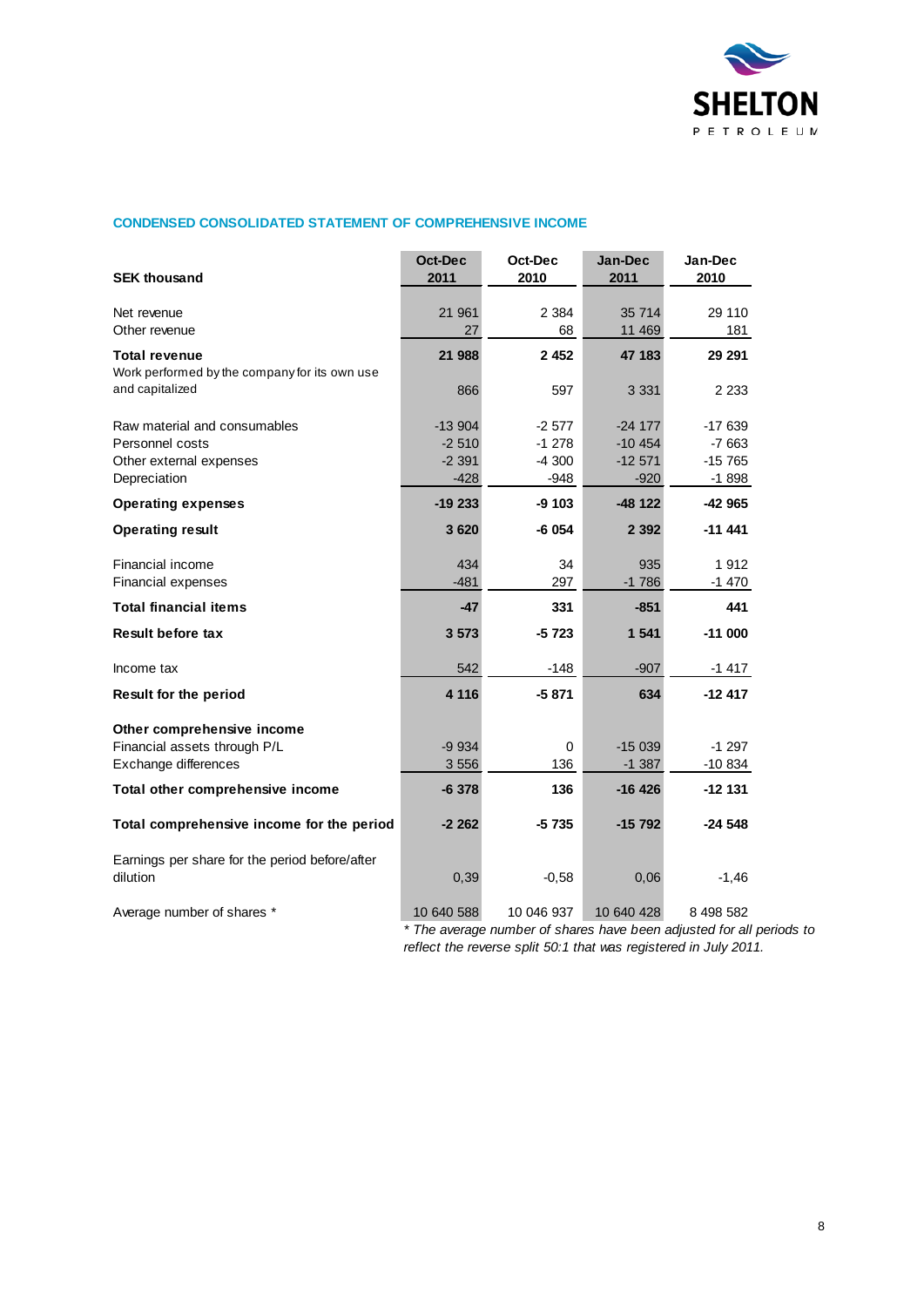## CONDENSED CONSOLIDATED STATEMENT OF COMPREHENSIVE INCOME

| SEK thousand | Oct-Dec 2011 | Oct-Dec 2010 | Jan-Dec 2011 | Jan-Dec 2010 |
|---|---|---|---|---|
| Net revenue | 21 961 | 2 384 | 35 714 | 29 110 |
| Other revenue | 27 | 68 | 11 469 | 181 |
| **Total revenue** | **21 988** | **2 452** | **47 183** | **29 291** |
| Work performed by the company for its own use and capitalized | 866 | 597 | 3 331 | 2 233 |
| Raw material and consumables | -13 904 | -2 577 | -24 177 | -17 639 |
| Personnel costs | -2 510 | -1 278 | -10 454 | -7 663 |
| Other external expenses | -2 391 | -4 300 | -12 571 | -15 765 |
| Depreciation | -428 | -948 | -920 | -1 898 |
| **Operating expenses** | **-19 233** | **-9 103** | **-48 122** | **-42 965** |
| **Operating result** | **3 620** | **-6 054** | **2 392** | **-11 441** |
| Financial income | 434 | 34 | 935 | 1 912 |
| Financial expenses | -481 | 297 | -1 786 | -1 470 |
| **Total financial items** | **-47** | **331** | **-851** | **441** |
| **Result before tax** | **3 573** | **-5 723** | **1 541** | **-11 000** |
| Income tax | 542 | -148 | -907 | -1 417 |
| **Result for the period** | **4 116** | **-5 871** | **634** | **-12 417** |
| **Other comprehensive income** | | | | |
| Financial assets through P/L | -9 934 | 0 | -15 039 | -1 297 |
| Exchange differences | 3 556 | 136 | -1 387 | -10 834 |
| **Total other comprehensive income** | **-6 378** | **136** | **-16 426** | **-12 131** |
| **Total comprehensive income for the period** | **-2 262** | **-5 735** | **-15 792** | **-24 548** |
| Earnings per share for the period before/after dilution | 0,39 | -0,58 | 0,06 | -1,46 |
| Average number of shares * | 10 640 588 | 10 046 937 | 10 640 428 | 8 498 582 |

*\* The average number of shares have been adjusted for all periods to reflect the reverse split 50:1 that was registered in July 2011.*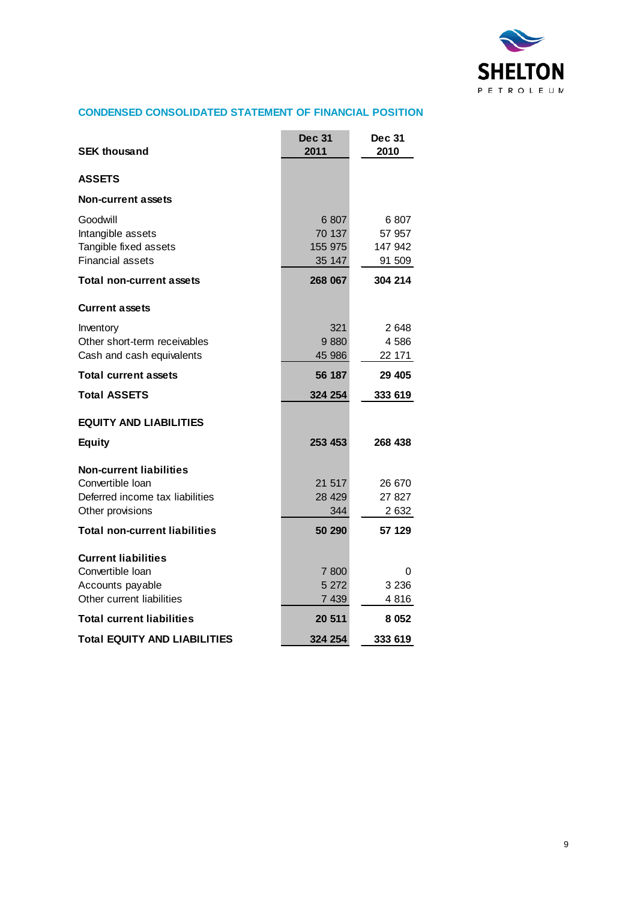## CONDENSED CONSOLIDATED STATEMENT OF FINANCIAL POSITION

| SEK thousand | Dec 31 2011 | Dec 31 2010 |
|---|---|---|
| **ASSETS** | | |
| **Non-current assets** | | |
| Goodwill | 6 807 | 6 807 |
| Intangible assets | 70 137 | 57 957 |
| Tangible fixed assets | 155 975 | 147 942 |
| Financial assets | 35 147 | 91 509 |
| **Total non-current assets** | **268 067** | **304 214** |
| **Current assets** | | |
| Inventory | 321 | 2 648 |
| Other short-term receivables | 9 880 | 4 586 |
| Cash and cash equivalents | 45 986 | 22 171 |
| **Total current assets** | **56 187** | **29 405** |
| **Total ASSETS** | **324 254** | **333 619** |
| **EQUITY AND LIABILITIES** | | |
| **Equity** | **253 453** | **268 438** |
| **Non-current liabilities** | | |
| Convertible loan | 21 517 | 26 670 |
| Deferred income tax liabilities | 28 429 | 27 827 |
| Other provisions | 344 | 2 632 |
| **Total non-current liabilities** | **50 290** | **57 129** |
| **Current liabilities** | | |
| Convertible loan | 7 800 | 0 |
| Accounts payable | 5 272 | 3 236 |
| Other current liabilities | 7 439 | 4 816 |
| **Total current liabilities** | **20 511** | **8 052** |
| **Total EQUITY AND LIABILITIES** | **324 254** | **333 619** |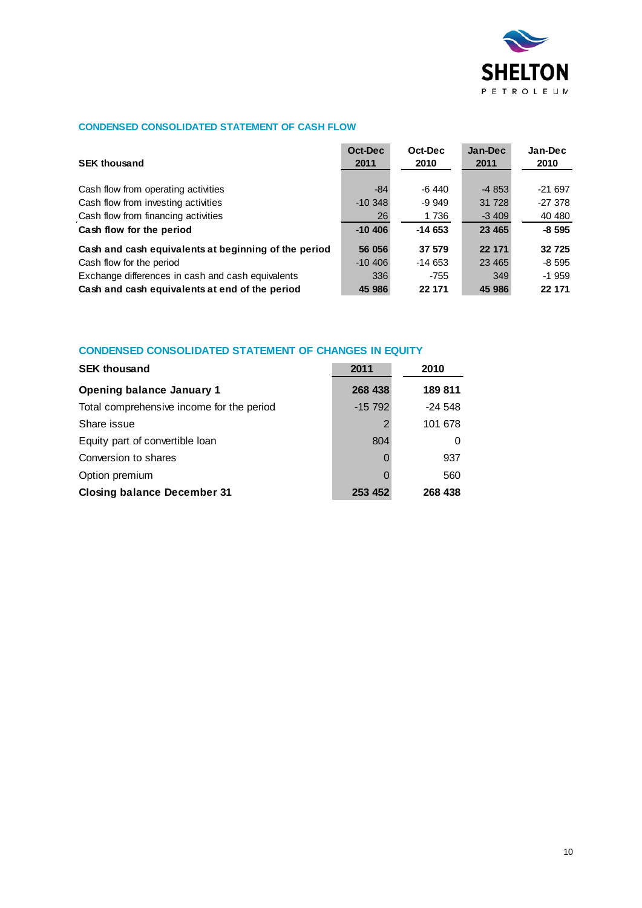## CONDENSED CONSOLIDATED STATEMENT OF CASH FLOW

| SEK thousand | Oct-Dec 2011 | Oct-Dec 2010 | Jan-Dec 2011 | Jan-Dec 2010 |
|---|---|---|---|---|
| Cash flow from operating activities | -84 | -6 440 | -4 853 | -21 697 |
| Cash flow from investing activities | -10 348 | -9 949 | 31 728 | -27 378 |
| Cash flow from financing activities | 26 | 1 736 | -3 409 | 40 480 |
| **Cash flow for the period** | **-10 406** | **-14 653** | **23 465** | **-8 595** |
| **Cash and cash equivalents at beginning of the period** | **56 056** | **37 579** | **22 171** | **32 725** |
| Cash flow for the period | -10 406 | -14 653 | 23 465 | -8 595 |
| Exchange differences in cash and cash equivalents | 336 | -755 | 349 | -1 959 |
| **Cash and cash equivalents at end of the period** | **45 986** | **22 171** | **45 986** | **22 171** |

## CONDENSED CONSOLIDATED STATEMENT OF CHANGES IN EQUITY

| SEK thousand | 2011 | 2010 |
|---|---|---|
| **Opening balance January 1** | **268 438** | **189 811** |
| Total comprehensive income for the period | -15 792 | -24 548 |
| Share issue | 2 | 101 678 |
| Equity part of convertible loan | 804 | 0 |
| Conversion to shares | 0 | 937 |
| Option premium | 0 | 560 |
| **Closing balance December 31** | **253 452** | **268 438** |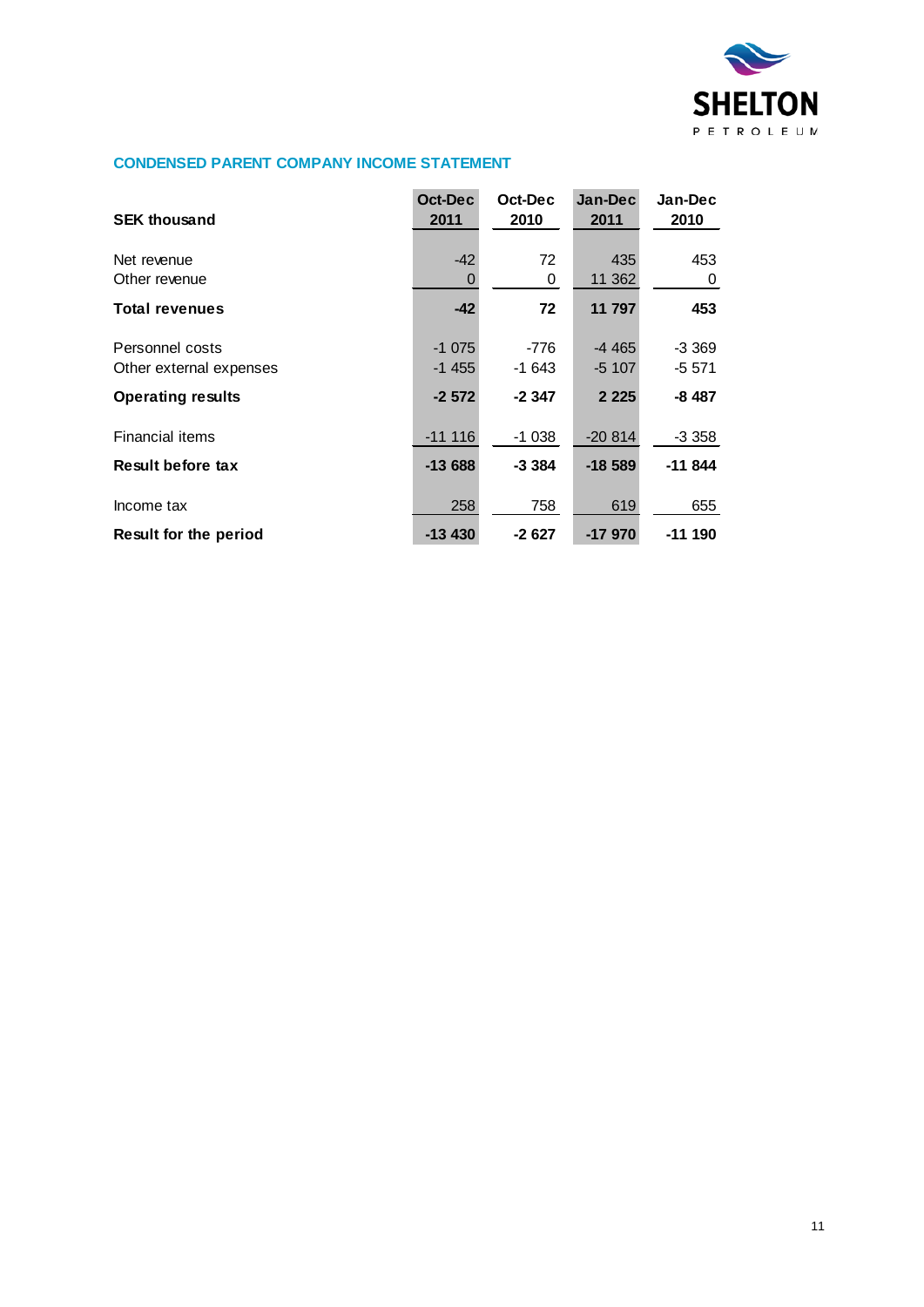## CONDENSED PARENT COMPANY INCOME STATEMENT

| SEK thousand | Oct-Dec 2011 | Oct-Dec 2010 | Jan-Dec 2011 | Jan-Dec 2010 |
|---|---|---|---|---|
| Net revenue | -42 | 72 | 435 | 453 |
| Other revenue | 0 | 0 | 11 362 | 0 |
| **Total revenues** | **-42** | **72** | **11 797** | **453** |
| Personnel costs | -1 075 | -776 | -4 465 | -3 369 |
| Other external expenses | -1 455 | -1 643 | -5 107 | -5 571 |
| **Operating results** | **-2 572** | **-2 347** | **2 225** | **-8 487** |
| Financial items | -11 116 | -1 038 | -20 814 | -3 358 |
| **Result before tax** | **-13 688** | **-3 384** | **-18 589** | **-11 844** |
| Income tax | 258 | 758 | 619 | 655 |
| **Result for the period** | **-13 430** | **-2 627** | **-17 970** | **-11 190** |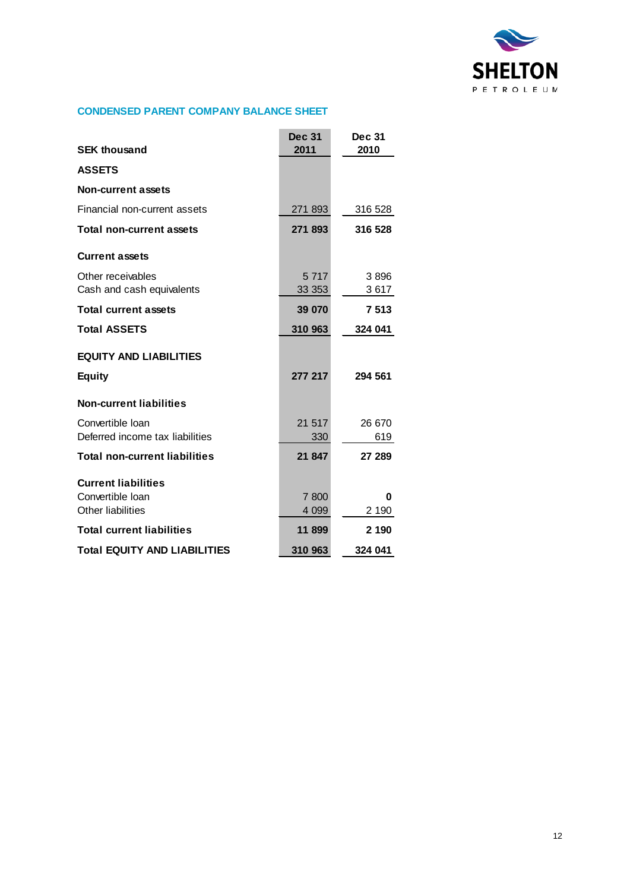## CONDENSED PARENT COMPANY BALANCE SHEET

| SEK thousand | Dec 31 2011 | Dec 31 2010 |
|---|---|---|
| **ASSETS** | | |
| **Non-current assets** | | |
| Financial non-current assets | 271 893 | 316 528 |
| **Total non-current assets** | **271 893** | **316 528** |
| **Current assets** | | |
| Other receivables | 5 717 | 3 896 |
| Cash and cash equivalents | 33 353 | 3 617 |
| **Total current assets** | **39 070** | **7 513** |
| **Total ASSETS** | **310 963** | **324 041** |
| **EQUITY AND LIABILITIES** | | |
| **Equity** | **277 217** | **294 561** |
| **Non-current liabilities** | | |
| Convertible loan | 21 517 | 26 670 |
| Deferred income tax liabilities | 330 | 619 |
| **Total non-current liabilities** | **21 847** | **27 289** |
| **Current liabilities** | | |
| Convertible loan | 7 800 | **0** |
| Other liabilities | 4 099 | 2 190 |
| **Total current liabilities** | **11 899** | **2 190** |
| **Total EQUITY AND LIABILITIES** | **310 963** | **324 041** |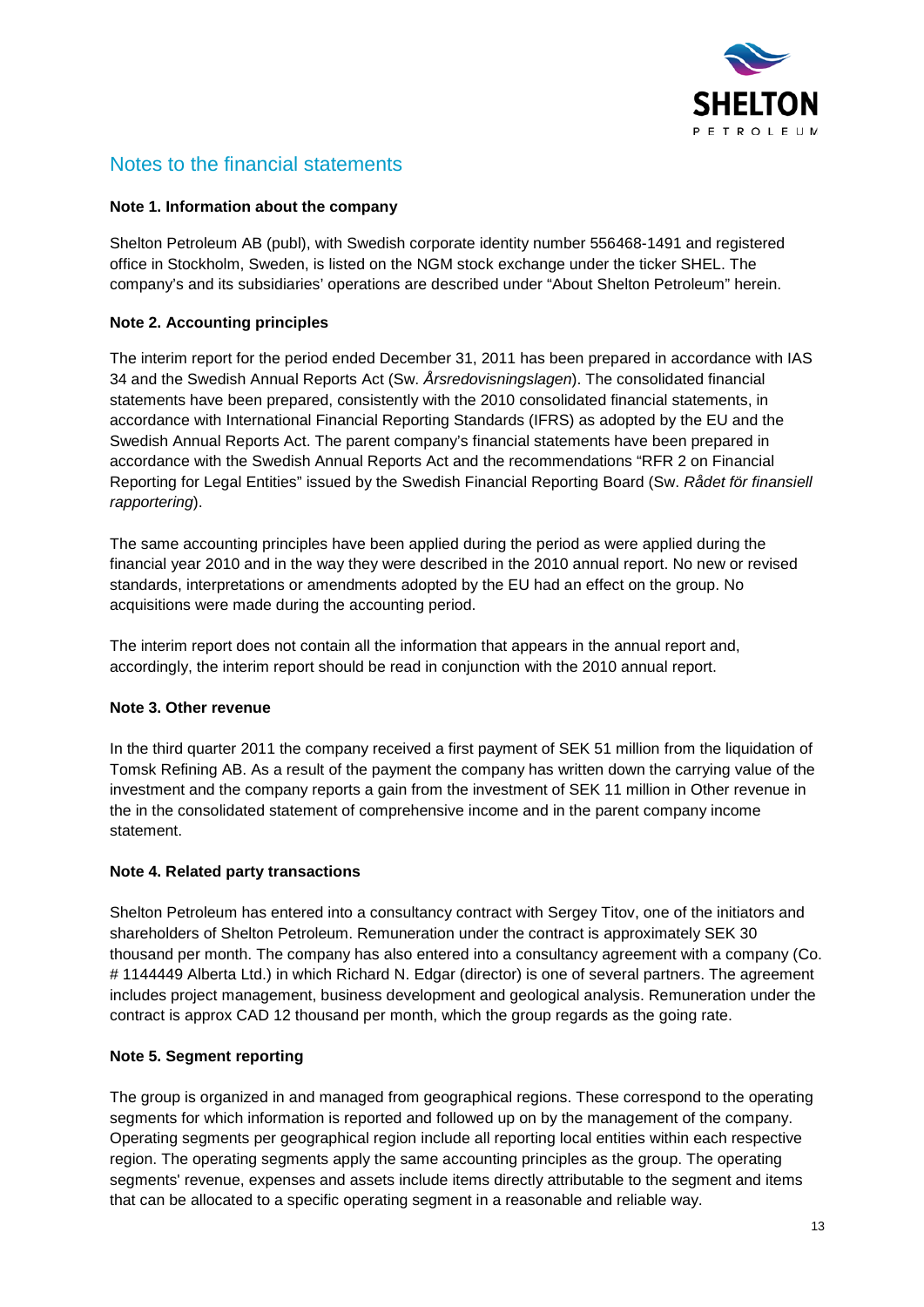# Notes to the financial statements

**Note 1. Information about the company**

Shelton Petroleum AB (publ), with Swedish corporate identity number 556468-1491 and registered office in Stockholm, Sweden, is listed on the NGM stock exchange under the ticker SHEL. The company's and its subsidiaries' operations are described under "About Shelton Petroleum" herein.

**Note 2. Accounting principles**

The interim report for the period ended December 31, 2011 has been prepared in accordance with IAS 34 and the Swedish Annual Reports Act (Sw. *Årsredovisningslagen*). The consolidated financial statements have been prepared, consistently with the 2010 consolidated financial statements, in accordance with International Financial Reporting Standards (IFRS) as adopted by the EU and the Swedish Annual Reports Act. The parent company's financial statements have been prepared in accordance with the Swedish Annual Reports Act and the recommendations "RFR 2 on Financial Reporting for Legal Entities" issued by the Swedish Financial Reporting Board (Sw. *Rådet för finansiell rapportering*).

The same accounting principles have been applied during the period as were applied during the financial year 2010 and in the way they were described in the 2010 annual report. No new or revised standards, interpretations or amendments adopted by the EU had an effect on the group. No acquisitions were made during the accounting period.

The interim report does not contain all the information that appears in the annual report and, accordingly, the interim report should be read in conjunction with the 2010 annual report.

**Note 3. Other revenue**

In the third quarter 2011 the company received a first payment of SEK 51 million from the liquidation of Tomsk Refining AB. As a result of the payment the company has written down the carrying value of the investment and the company reports a gain from the investment of SEK 11 million in Other revenue in the in the consolidated statement of comprehensive income and in the parent company income statement.

**Note 4. Related party transactions**

Shelton Petroleum has entered into a consultancy contract with Sergey Titov, one of the initiators and shareholders of Shelton Petroleum. Remuneration under the contract is approximately SEK 30 thousand per month. The company has also entered into a consultancy agreement with a company (Co. # 1144449 Alberta Ltd.) in which Richard N. Edgar (director) is one of several partners. The agreement includes project management, business development and geological analysis. Remuneration under the contract is approx CAD 12 thousand per month, which the group regards as the going rate.

**Note 5. Segment reporting**

The group is organized in and managed from geographical regions. These correspond to the operating segments for which information is reported and followed up on by the management of the company. Operating segments per geographical region include all reporting local entities within each respective region. The operating segments apply the same accounting principles as the group. The operating segments' revenue, expenses and assets include items directly attributable to the segment and items that can be allocated to a specific operating segment in a reasonable and reliable way.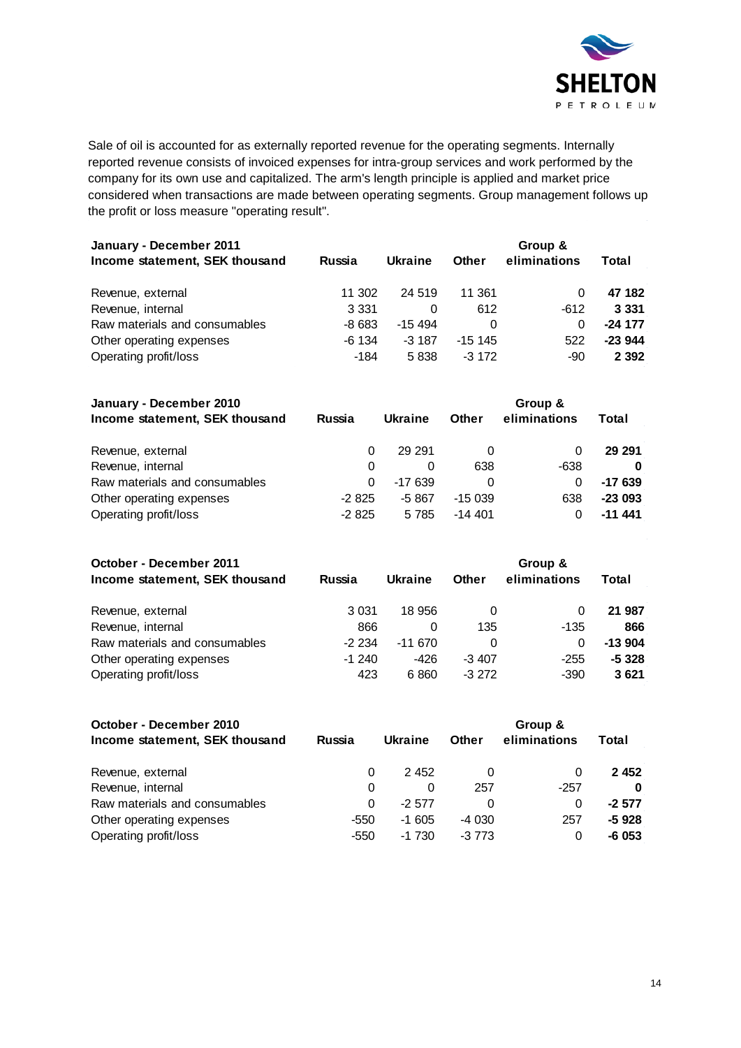Sale of oil is accounted for as externally reported revenue for the operating segments. Internally reported revenue consists of invoiced expenses for intra-group services and work performed by the company for its own use and capitalized. The arm's length principle is applied and market price considered when transactions are made between operating segments. Group management follows up the profit or loss measure "operating result".

| **January - December 2011**<br>**Income statement, SEK thousand** | **Russia** | **Ukraine** | **Other** | **Group & eliminations** | **Total** |
|---|---|---|---|---|---|
| Revenue, external | 11 302 | 24 519 | 11 361 | 0 | **47 182** |
| Revenue, internal | 3 331 | 0 | 612 | -612 | **3 331** |
| Raw materials and consumables | -8 683 | -15 494 | 0 | 0 | **-24 177** |
| Other operating expenses | -6 134 | -3 187 | -15 145 | 522 | **-23 944** |
| Operating profit/loss | -184 | 5 838 | -3 172 | -90 | **2 392** |

| **January - December 2010**<br>**Income statement, SEK thousand** | **Russia** | **Ukraine** | **Other** | **Group & eliminations** | **Total** |
|---|---|---|---|---|---|
| Revenue, external | 0 | 29 291 | 0 | 0 | **29 291** |
| Revenue, internal | 0 | 0 | 638 | -638 | **0** |
| Raw materials and consumables | 0 | -17 639 | 0 | 0 | **-17 639** |
| Other operating expenses | -2 825 | -5 867 | -15 039 | 638 | **-23 093** |
| Operating profit/loss | -2 825 | 5 785 | -14 401 | 0 | **-11 441** |

| **October - December 2011**<br>**Income statement, SEK thousand** | **Russia** | **Ukraine** | **Other** | **Group & eliminations** | **Total** |
|---|---|---|---|---|---|
| Revenue, external | 3 031 | 18 956 | 0 | 0 | **21 987** |
| Revenue, internal | 866 | 0 | 135 | -135 | **866** |
| Raw materials and consumables | -2 234 | -11 670 | 0 | 0 | **-13 904** |
| Other operating expenses | -1 240 | -426 | -3 407 | -255 | **-5 328** |
| Operating profit/loss | 423 | 6 860 | -3 272 | -390 | **3 621** |

| **October - December 2010**<br>**Income statement, SEK thousand** | **Russia** | **Ukraine** | **Other** | **Group & eliminations** | **Total** |
|---|---|---|---|---|---|
| Revenue, external | 0 | 2 452 | 0 | 0 | **2 452** |
| Revenue, internal | 0 | 0 | 257 | -257 | **0** |
| Raw materials and consumables | 0 | -2 577 | 0 | 0 | **-2 577** |
| Other operating expenses | -550 | -1 605 | -4 030 | 257 | **-5 928** |
| Operating profit/loss | -550 | -1 730 | -3 773 | 0 | **-6 053** |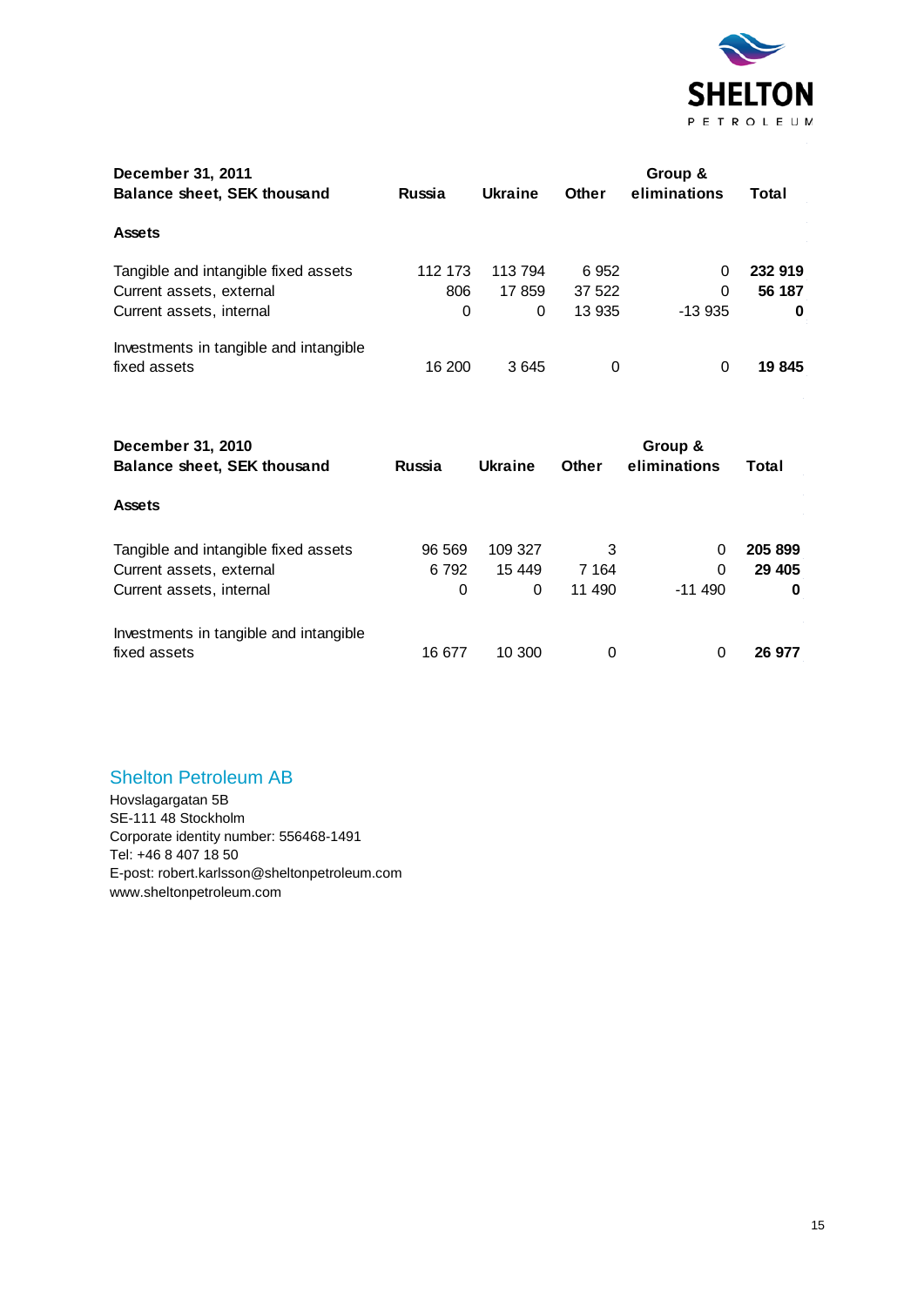| December 31, 2011<br>Balance sheet, SEK thousand | Russia | Ukraine | Other | Group & eliminations | Total |
|---|---|---|---|---|---|
| **Assets** | | | | | |
| Tangible and intangible fixed assets | 112 173 | 113 794 | 6 952 | 0 | **232 919** |
| Current assets, external | 806 | 17 859 | 37 522 | 0 | **56 187** |
| Current assets, internal | 0 | 0 | 13 935 | -13 935 | **0** |
| Investments in tangible and intangible fixed assets | 16 200 | 3 645 | 0 | 0 | **19 845** |

| December 31, 2010<br>Balance sheet, SEK thousand | Russia | Ukraine | Other | Group & eliminations | Total |
|---|---|---|---|---|---|
| **Assets** | | | | | |
| Tangible and intangible fixed assets | 96 569 | 109 327 | 3 | 0 | **205 899** |
| Current assets, external | 6 792 | 15 449 | 7 164 | 0 | **29 405** |
| Current assets, internal | 0 | 0 | 11 490 | -11 490 | **0** |
| Investments in tangible and intangible fixed assets | 16 677 | 10 300 | 0 | 0 | **26 977** |

## Shelton Petroleum AB

Hovslagargatan 5B
SE-111 48 Stockholm
Corporate identity number: 556468-1491
Tel: +46 8 407 18 50
E-post: robert.karlsson@sheltonpetroleum.com
www.sheltonpetroleum.com